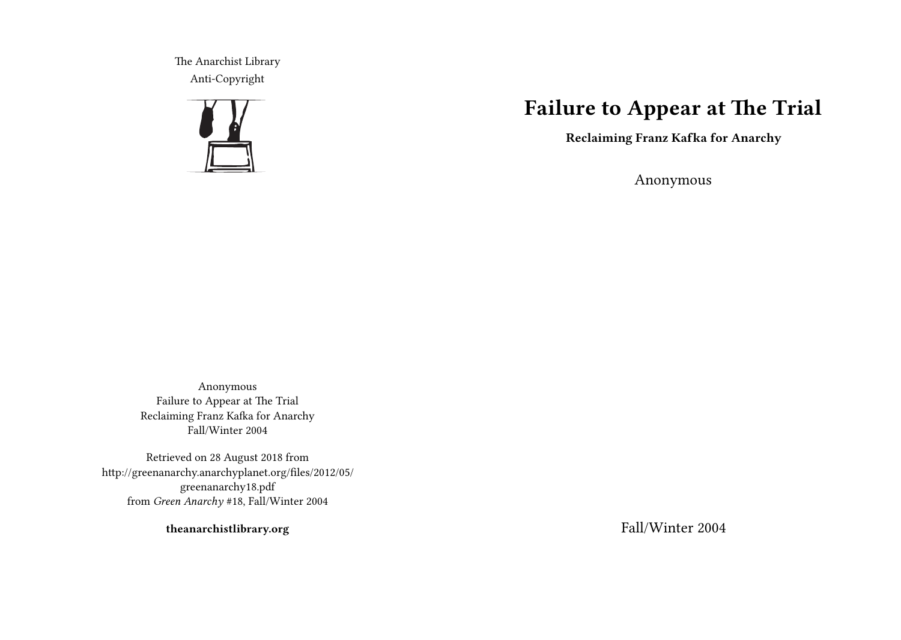# Failure to Appear at The Trial

**Reclaiming Franz Kafka for Anarchy**

Anonymous

Fall/Winter 2004

The Anarchist Library
Anti-Copyright

Anonymous
Failure to Appear at The Trial
Reclaiming Franz Kafka for Anarchy
Fall/Winter 2004

Retrieved on 28 August 2018 from
http://greenanarchy.anarchyplanet.org/files/2012/05/greenanarchy18.pdf
from *Green Anarchy* #18, Fall/Winter 2004

**theanarchistlibrary.org**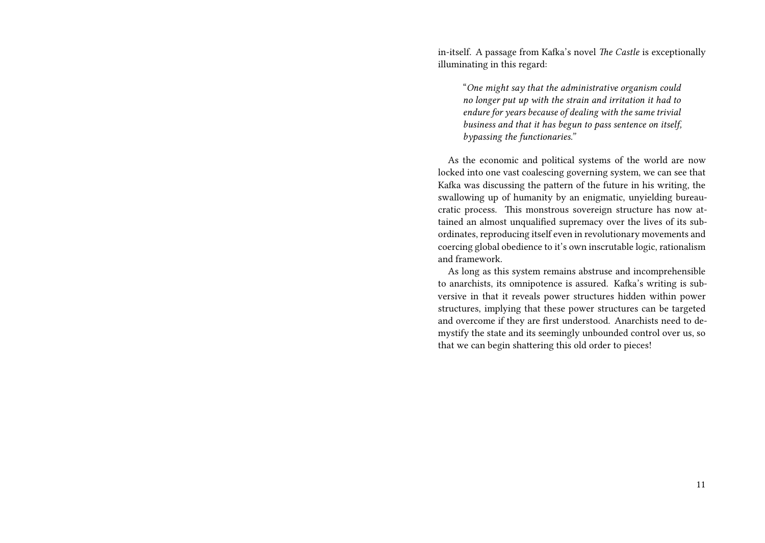in-itself. A passage from Kafka's novel *The Castle* is exceptionally illuminating in this regard:

> "*One might say that the administrative organism could no longer put up with the strain and irritation it had to endure for years because of dealing with the same trivial business and that it has begun to pass sentence on itself, bypassing the functionaries.*"

As the economic and political systems of the world are now locked into one vast coalescing governing system, we can see that Kafka was discussing the pattern of the future in his writing, the swallowing up of humanity by an enigmatic, unyielding bureaucratic process. This monstrous sovereign structure has now attained an almost unqualified supremacy over the lives of its subordinates, reproducing itself even in revolutionary movements and coercing global obedience to it's own inscrutable logic, rationalism and framework.

As long as this system remains abstruse and incomprehensible to anarchists, its omnipotence is assured. Kafka's writing is subversive in that it reveals power structures hidden within power structures, implying that these power structures can be targeted and overcome if they are first understood. Anarchists need to demystify the state and its seemingly unbounded control over us, so that we can begin shattering this old order to pieces!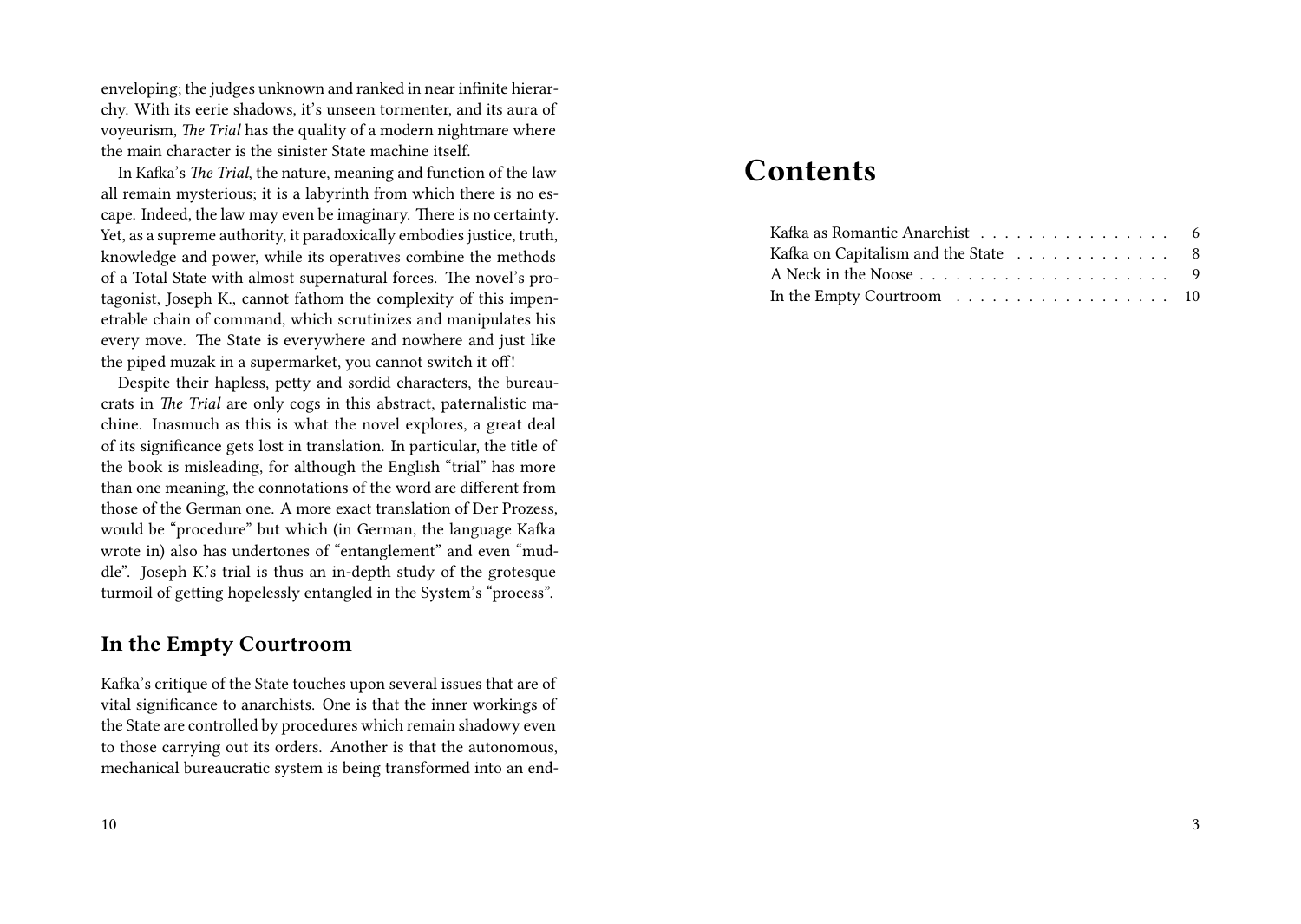enveloping; the judges unknown and ranked in near infinite hierarchy. With its eerie shadows, it's unseen tormenter, and its aura of voyeurism, *The Trial* has the quality of a modern nightmare where the main character is the sinister State machine itself.

In Kafka's *The Trial*, the nature, meaning and function of the law all remain mysterious; it is a labyrinth from which there is no escape. Indeed, the law may even be imaginary. There is no certainty. Yet, as a supreme authority, it paradoxically embodies justice, truth, knowledge and power, while its operatives combine the methods of a Total State with almost supernatural forces. The novel's protagonist, Joseph K., cannot fathom the complexity of this impenetrable chain of command, which scrutinizes and manipulates his every move. The State is everywhere and nowhere and just like the piped muzak in a supermarket, you cannot switch it off!

Despite their hapless, petty and sordid characters, the bureaucrats in *The Trial* are only cogs in this abstract, paternalistic machine. Inasmuch as this is what the novel explores, a great deal of its significance gets lost in translation. In particular, the title of the book is misleading, for although the English "trial" has more than one meaning, the connotations of the word are different from those of the German one. A more exact translation of Der Prozess, would be "procedure" but which (in German, the language Kafka wrote in) also has undertones of "entanglement" and even "muddle". Joseph K.'s trial is thus an in-depth study of the grotesque turmoil of getting hopelessly entangled in the System's "process".

## In the Empty Courtroom

Kafka's critique of the State touches upon several issues that are of vital significance to anarchists. One is that the inner workings of the State are controlled by procedures which remain shadowy even to those carrying out its orders. Another is that the autonomous, mechanical bureaucratic system is being transformed into an end-

# Contents

- Kafka as Romantic Anarchist . . . 6
- Kafka on Capitalism and the State . . . 8
- A Neck in the Noose . . . 9
- In the Empty Courtroom . . . 10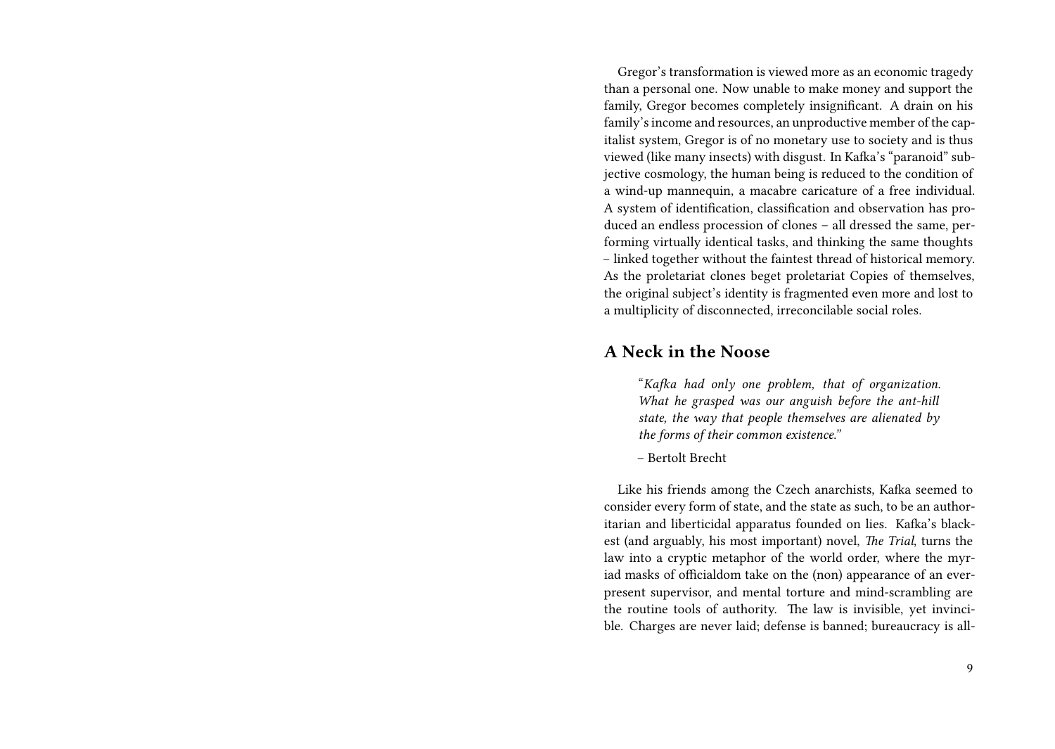Gregor's transformation is viewed more as an economic tragedy than a personal one. Now unable to make money and support the family, Gregor becomes completely insignificant. A drain on his family's income and resources, an unproductive member of the capitalist system, Gregor is of no monetary use to society and is thus viewed (like many insects) with disgust. In Kafka's "paranoid" subjective cosmology, the human being is reduced to the condition of a wind-up mannequin, a macabre caricature of a free individual. A system of identification, classification and observation has produced an endless procession of clones – all dressed the same, performing virtually identical tasks, and thinking the same thoughts – linked together without the faintest thread of historical memory. As the proletariat clones beget proletariat Copies of themselves, the original subject's identity is fragmented even more and lost to a multiplicity of disconnected, irreconcilable social roles.

## A Neck in the Noose

> "*Kafka had only one problem, that of organization. What he grasped was our anguish before the ant-hill state, the way that people themselves are alienated by the forms of their common existence.*"
>
> – Bertolt Brecht

Like his friends among the Czech anarchists, Kafka seemed to consider every form of state, and the state as such, to be an authoritarian and liberticidal apparatus founded on lies. Kafka's blackest (and arguably, his most important) novel, *The Trial*, turns the law into a cryptic metaphor of the world order, where the myriad masks of officialdom take on the (non) appearance of an ever-present supervisor, and mental torture and mind-scrambling are the routine tools of authority. The law is invisible, yet invincible. Charges are never laid; defense is banned; bureaucracy is all-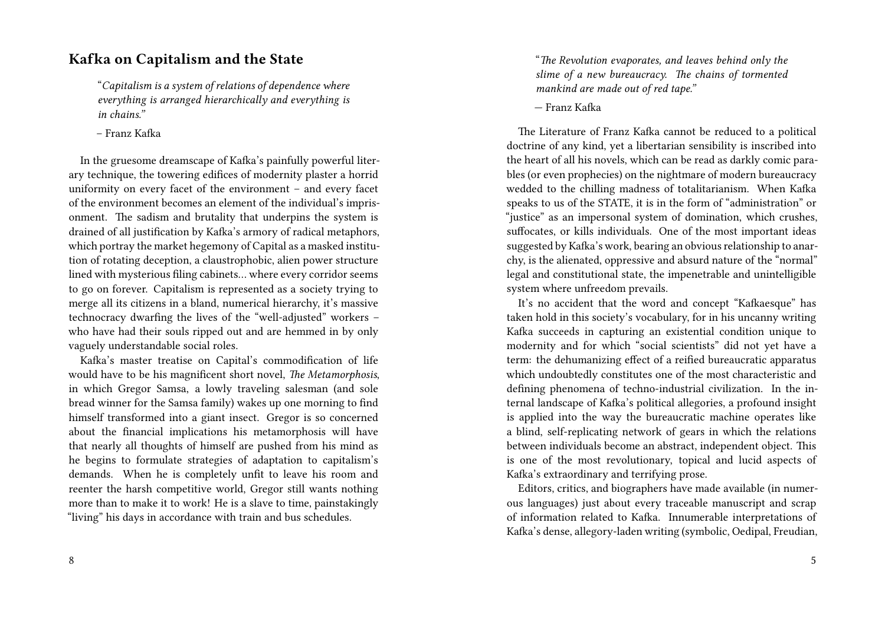## Kafka on Capitalism and the State

> "*Capitalism is a system of relations of dependence where everything is arranged hierarchically and everything is in chains.*"
>
> – Franz Kafka

In the gruesome dreamscape of Kafka's painfully powerful literary technique, the towering edifices of modernity plaster a horrid uniformity on every facet of the environment – and every facet of the environment becomes an element of the individual's imprisonment. The sadism and brutality that underpins the system is drained of all justification by Kafka's armory of radical metaphors, which portray the market hegemony of Capital as a masked institution of rotating deception, a claustrophobic, alien power structure lined with mysterious filing cabinets… where every corridor seems to go on forever. Capitalism is represented as a society trying to merge all its citizens in a bland, numerical hierarchy, it's massive technocracy dwarfing the lives of the "well-adjusted" workers – who have had their souls ripped out and are hemmed in by only vaguely understandable social roles.

Kafka's master treatise on Capital's commodification of life would have to be his magnificent short novel, *The Metamorphosis*, in which Gregor Samsa, a lowly traveling salesman (and sole bread winner for the Samsa family) wakes up one morning to find himself transformed into a giant insect. Gregor is so concerned about the financial implications his metamorphosis will have that nearly all thoughts of himself are pushed from his mind as he begins to formulate strategies of adaptation to capitalism's demands. When he is completely unfit to leave his room and reenter the harsh competitive world, Gregor still wants nothing more than to make it to work! He is a slave to time, painstakingly "living" his days in accordance with train and bus schedules.

> "*The Revolution evaporates, and leaves behind only the slime of a new bureaucracy. The chains of tormented mankind are made out of red tape.*"
>
> — Franz Kafka

The Literature of Franz Kafka cannot be reduced to a political doctrine of any kind, yet a libertarian sensibility is inscribed into the heart of all his novels, which can be read as darkly comic parables (or even prophecies) on the nightmare of modern bureaucracy wedded to the chilling madness of totalitarianism. When Kafka speaks to us of the STATE, it is in the form of "administration" or "justice" as an impersonal system of domination, which crushes, suffocates, or kills individuals. One of the most important ideas suggested by Kafka's work, bearing an obvious relationship to anarchy, is the alienated, oppressive and absurd nature of the "normal" legal and constitutional state, the impenetrable and unintelligible system where unfreedom prevails.

It's no accident that the word and concept "Kafkaesque" has taken hold in this society's vocabulary, for in his uncanny writing Kafka succeeds in capturing an existential condition unique to modernity and for which "social scientists" did not yet have a term: the dehumanizing effect of a reified bureaucratic apparatus which undoubtedly constitutes one of the most characteristic and defining phenomena of techno-industrial civilization. In the internal landscape of Kafka's political allegories, a profound insight is applied into the way the bureaucratic machine operates like a blind, self-replicating network of gears in which the relations between individuals become an abstract, independent object. This is one of the most revolutionary, topical and lucid aspects of Kafka's extraordinary and terrifying prose.

Editors, critics, and biographers have made available (in numerous languages) just about every traceable manuscript and scrap of information related to Kafka. Innumerable interpretations of Kafka's dense, allegory-laden writing (symbolic, Oedipal, Freudian,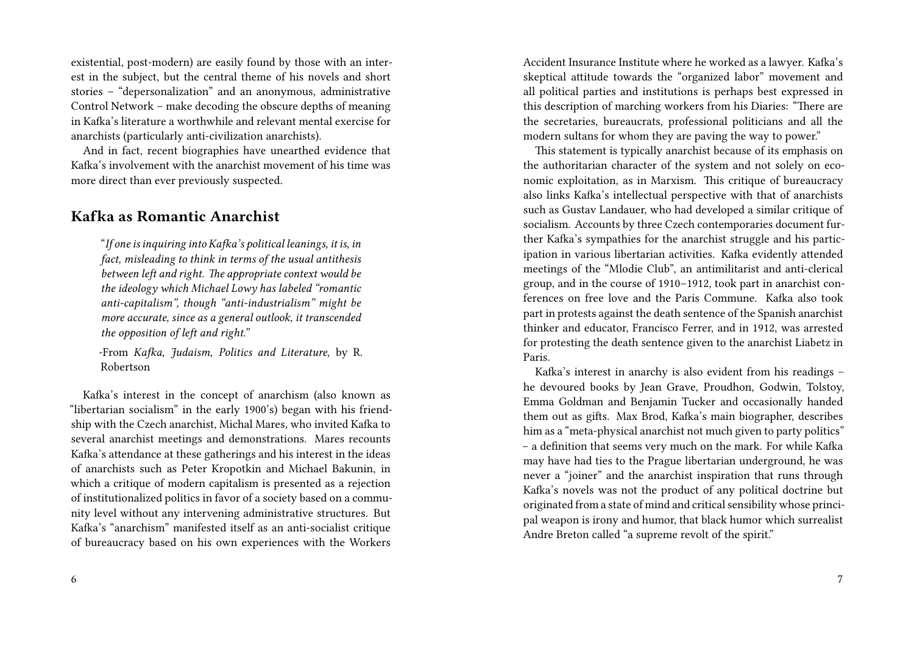existential, post-modern) are easily found by those with an interest in the subject, but the central theme of his novels and short stories – "depersonalization" and an anonymous, administrative Control Network – make decoding the obscure depths of meaning in Kafka's literature a worthwhile and relevant mental exercise for anarchists (particularly anti-civilization anarchists).

And in fact, recent biographies have unearthed evidence that Kafka's involvement with the anarchist movement of his time was more direct than ever previously suspected.

## Kafka as Romantic Anarchist

> "*If one is inquiring into Kafka's political leanings, it is, in fact, misleading to think in terms of the usual antithesis between left and right. The appropriate context would be the ideology which Michael Lowy has labeled "romantic anti-capitalism", though "anti-industrialism" might be more accurate, since as a general outlook, it transcended the opposition of left and right.*"
>
> -From *Kafka, Judaism, Politics and Literature*, by R. Robertson

Kafka's interest in the concept of anarchism (also known as "libertarian socialism" in the early 1900's) began with his friendship with the Czech anarchist, Michal Mares, who invited Kafka to several anarchist meetings and demonstrations. Mares recounts Kafka's attendance at these gatherings and his interest in the ideas of anarchists such as Peter Kropotkin and Michael Bakunin, in which a critique of modern capitalism is presented as a rejection of institutionalized politics in favor of a society based on a community level without any intervening administrative structures. But Kafka's "anarchism" manifested itself as an anti-socialist critique of bureaucracy based on his own experiences with the Workers Accident Insurance Institute where he worked as a lawyer. Kafka's skeptical attitude towards the "organized labor" movement and all political parties and institutions is perhaps best expressed in this description of marching workers from his Diaries: "There are the secretaries, bureaucrats, professional politicians and all the modern sultans for whom they are paving the way to power."

This statement is typically anarchist because of its emphasis on the authoritarian character of the system and not solely on economic exploitation, as in Marxism. This critique of bureaucracy also links Kafka's intellectual perspective with that of anarchists such as Gustav Landauer, who had developed a similar critique of socialism. Accounts by three Czech contemporaries document further Kafka's sympathies for the anarchist struggle and his participation in various libertarian activities. Kafka evidently attended meetings of the "Mlodie Club", an antimilitarist and anti-clerical group, and in the course of 1910–1912, took part in anarchist conferences on free love and the Paris Commune. Kafka also took part in protests against the death sentence of the Spanish anarchist thinker and educator, Francisco Ferrer, and in 1912, was arrested for protesting the death sentence given to the anarchist Liabetz in Paris.

Kafka's interest in anarchy is also evident from his readings – he devoured books by Jean Grave, Proudhon, Godwin, Tolstoy, Emma Goldman and Benjamin Tucker and occasionally handed them out as gifts. Max Brod, Kafka's main biographer, describes him as a "meta-physical anarchist not much given to party politics" – a definition that seems very much on the mark. For while Kafka may have had ties to the Prague libertarian underground, he was never a "joiner" and the anarchist inspiration that runs through Kafka's novels was not the product of any political doctrine but originated from a state of mind and critical sensibility whose principal weapon is irony and humor, that black humor which surrealist Andre Breton called "a supreme revolt of the spirit."